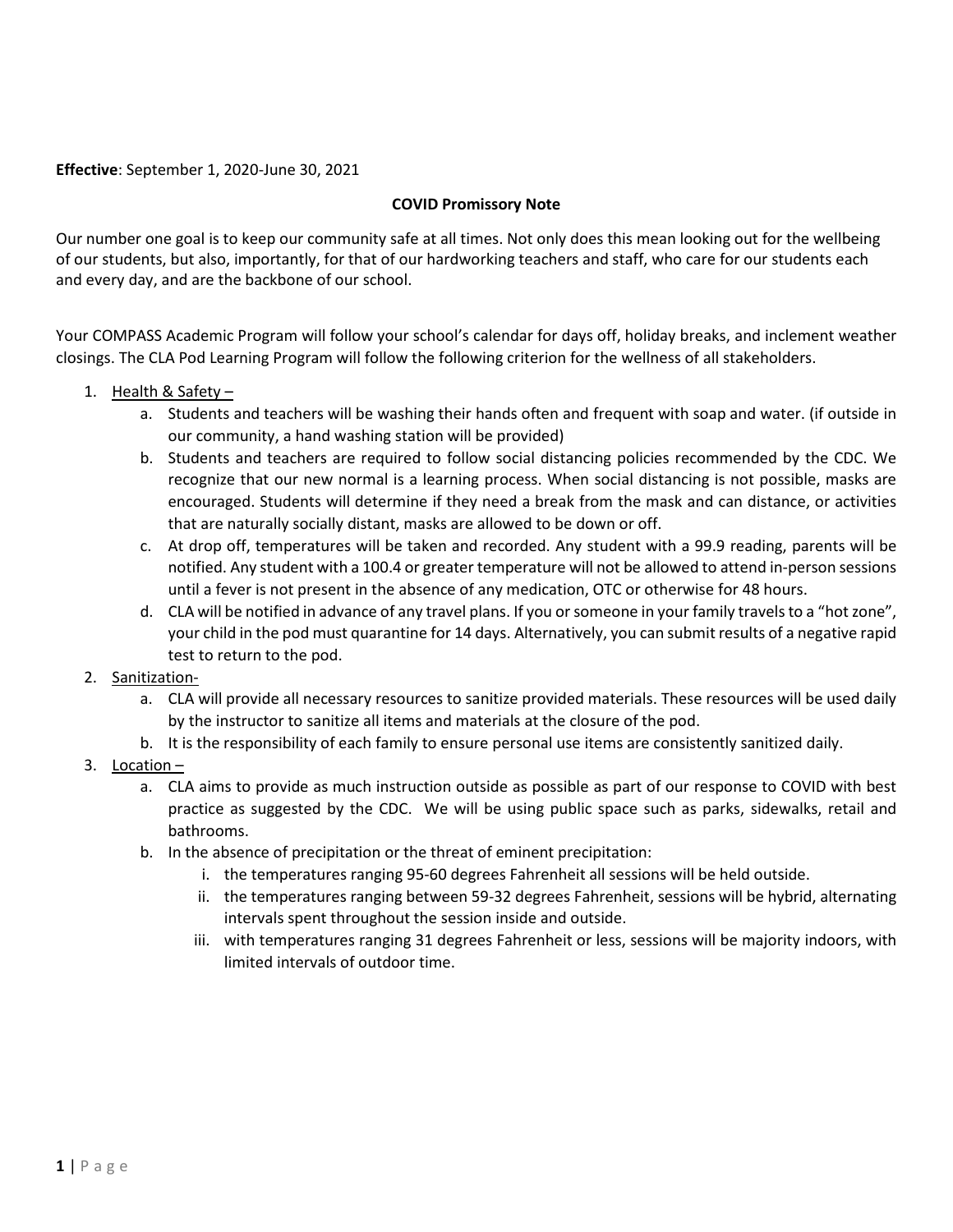**Effective**: September 1, 2020-June 30, 2021

**COVID Promissory Note**

Our number one goal is to keep our community safe at all times. Not only does this mean looking out for the wellbeing of our students, but also, importantly, for that of our hardworking teachers and staff, who care for our students each and every day, and are the backbone of our school.

Your COMPASS Academic Program will follow your school's calendar for days off, holiday breaks, and inclement weather closings. The CLA Pod Learning Program will follow the following criterion for the wellness of all stakeholders.

1. <u>Health & Safety –</u>
   a. Students and teachers will be washing their hands often and frequent with soap and water. (if outside in our community, a hand washing station will be provided)
   b. Students and teachers are required to follow social distancing policies recommended by the CDC. We recognize that our new normal is a learning process. When social distancing is not possible, masks are encouraged. Students will determine if they need a break from the mask and can distance, or activities that are naturally socially distant, masks are allowed to be down or off.
   c. At drop off, temperatures will be taken and recorded. Any student with a 99.9 reading, parents will be notified. Any student with a 100.4 or greater temperature will not be allowed to attend in-person sessions until a fever is not present in the absence of any medication, OTC or otherwise for 48 hours.
   d. CLA will be notified in advance of any travel plans. If you or someone in your family travels to a "hot zone", your child in the pod must quarantine for 14 days. Alternatively, you can submit results of a negative rapid test to return to the pod.
2. <u>Sanitization-</u>
   a. CLA will provide all necessary resources to sanitize provided materials. These resources will be used daily by the instructor to sanitize all items and materials at the closure of the pod.
   b. It is the responsibility of each family to ensure personal use items are consistently sanitized daily.
3. <u>Location –</u>
   a. CLA aims to provide as much instruction outside as possible as part of our response to COVID with best practice as suggested by the CDC. We will be using public space such as parks, sidewalks, retail and bathrooms.
   b. In the absence of precipitation or the threat of eminent precipitation:
      i. the temperatures ranging 95-60 degrees Fahrenheit all sessions will be held outside.
      ii. the temperatures ranging between 59-32 degrees Fahrenheit, sessions will be hybrid, alternating intervals spent throughout the session inside and outside.
      iii. with temperatures ranging 31 degrees Fahrenheit or less, sessions will be majority indoors, with limited intervals of outdoor time.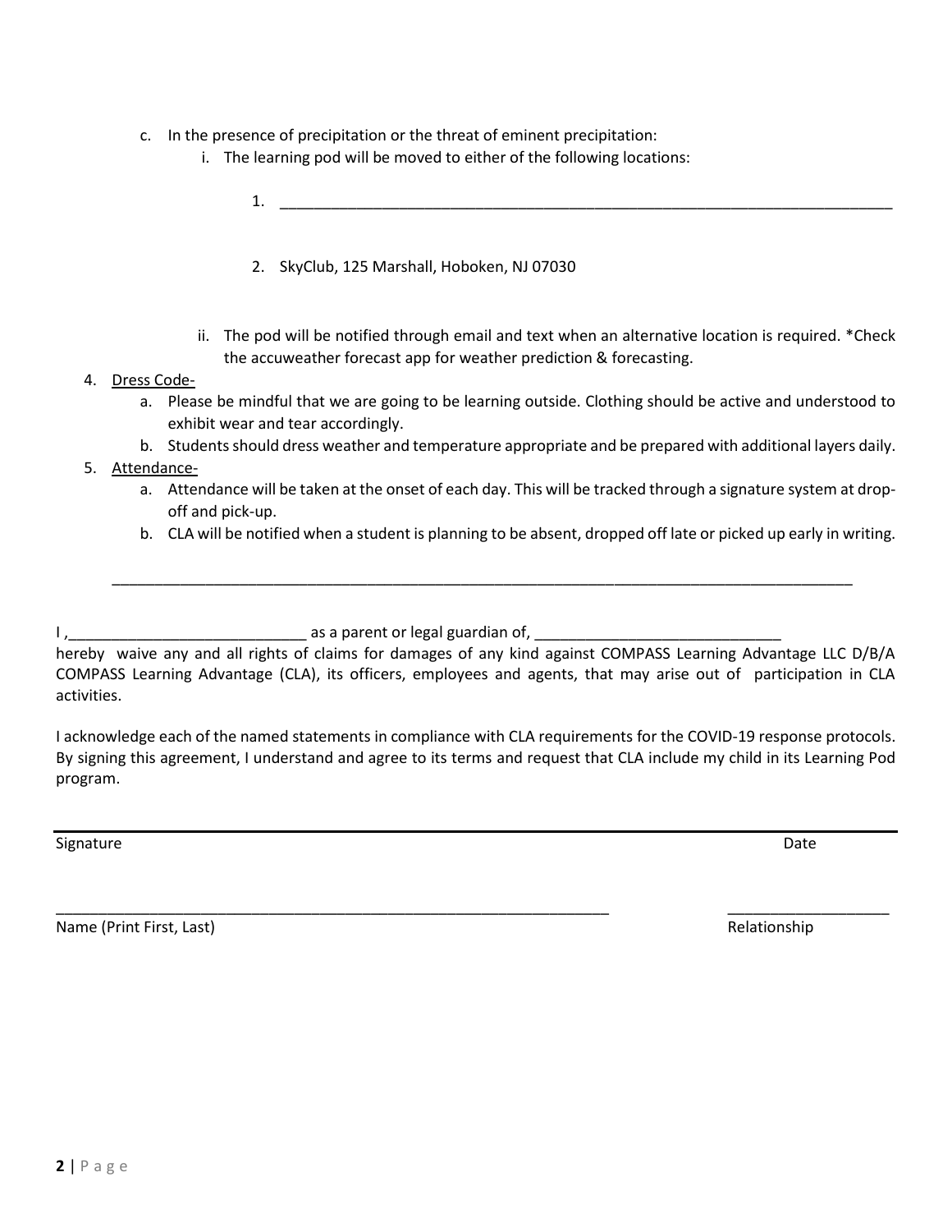c. In the presence of precipitation or the threat of eminent precipitation:
   i. The learning pod will be moved to either of the following locations:

      1. ___________________________________________________________________________

      2. SkyClub, 125 Marshall, Hoboken, NJ 07030

   ii. The pod will be notified through email and text when an alternative location is required. *Check the accuweather forecast app for weather prediction & forecasting.

4. Dress Code-
   a. Please be mindful that we are going to be learning outside. Clothing should be active and understood to exhibit wear and tear accordingly.
   b. Students should dress weather and temperature appropriate and be prepared with additional layers daily.
5. Attendance-
   a. Attendance will be taken at the onset of each day. This will be tracked through a signature system at drop-off and pick-up.
   b. CLA will be notified when a student is planning to be absent, dropped off late or picked up early in writing.

---

I ,____________________________ as a parent or legal guardian of, ______________________________ hereby waive any and all rights of claims for damages of any kind against COMPASS Learning Advantage LLC D/B/A COMPASS Learning Advantage (CLA), its officers, employees and agents, that may arise out of participation in CLA activities.

I acknowledge each of the named statements in compliance with CLA requirements for the COVID-19 response protocols. By signing this agreement, I understand and agree to its terms and request that CLA include my child in its Learning Pod program.

_________________________________________________________________________________________

Signature                                                                                                                    Date

______________________________________________________________________          ___________________

Name (Print First, Last)                                                                                             Relationship